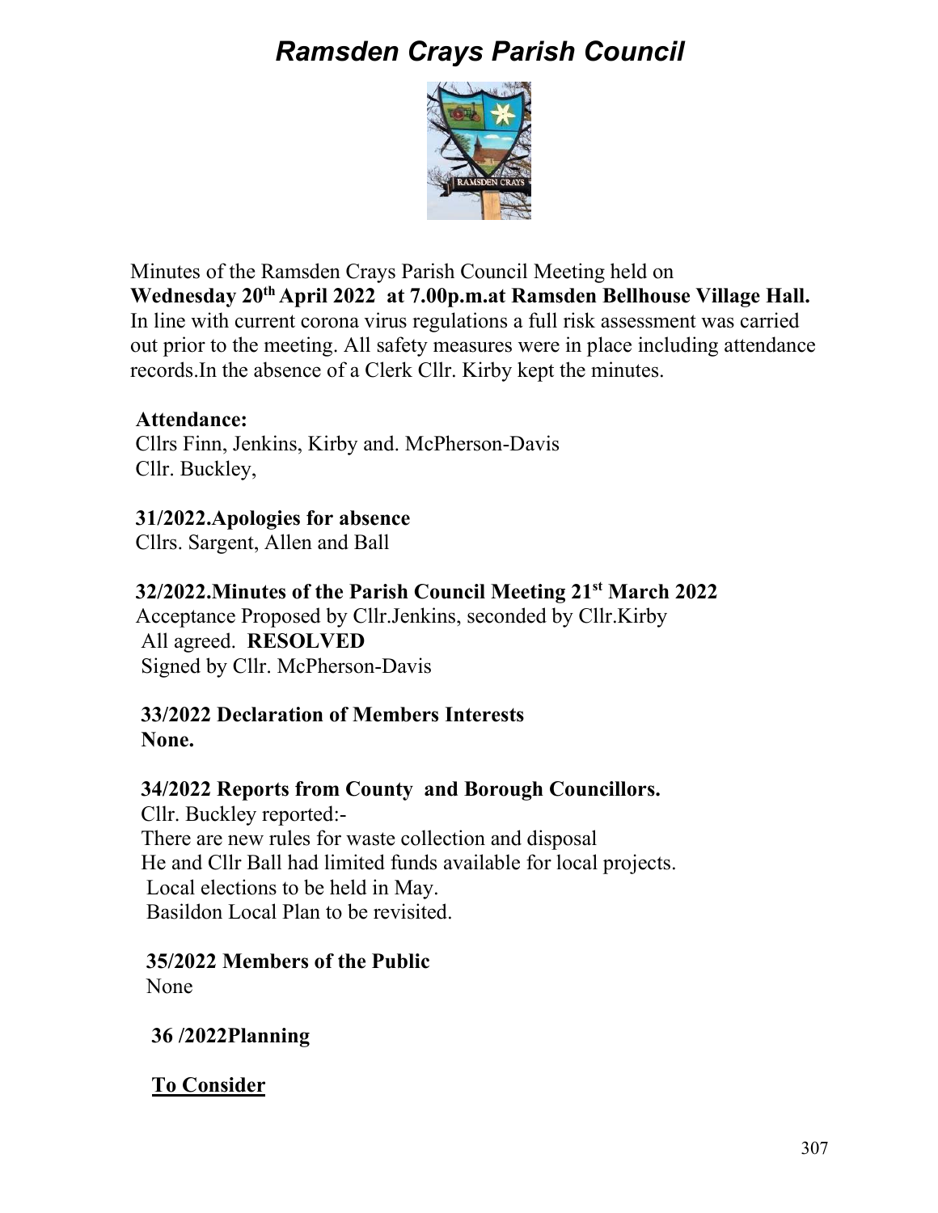# *Ramsden Crays Parish Council*

Minutes of the Ramsden Crays Parish Council Meeting held on
**Wednesday 20th April 2022 at 7.00p.m.at Ramsden Bellhouse Village Hall.**
In line with current corona virus regulations a full risk assessment was carried out prior to the meeting. All safety measures were in place including attendance records.In the absence of a Clerk Cllr. Kirby kept the minutes.

**Attendance:**
Cllrs Finn, Jenkins, Kirby and. McPherson-Davis
Cllr. Buckley,

**31/2022.Apologies for absence**
Cllrs. Sargent, Allen and Ball

**32/2022.Minutes of the Parish Council Meeting 21st March 2022**
Acceptance Proposed by Cllr.Jenkins, seconded by Cllr.Kirby
All agreed. **RESOLVED**
Signed by Cllr. McPherson-Davis

**33/2022 Declaration of Members Interests**
**None.**

**34/2022 Reports from County and Borough Councillors.**
Cllr. Buckley reported:-
There are new rules for waste collection and disposal
He and Cllr Ball had limited funds available for local projects.
Local elections to be held in May.
Basildon Local Plan to be revisited.

**35/2022 Members of the Public**
None

**36 /2022Planning**

**To Consider**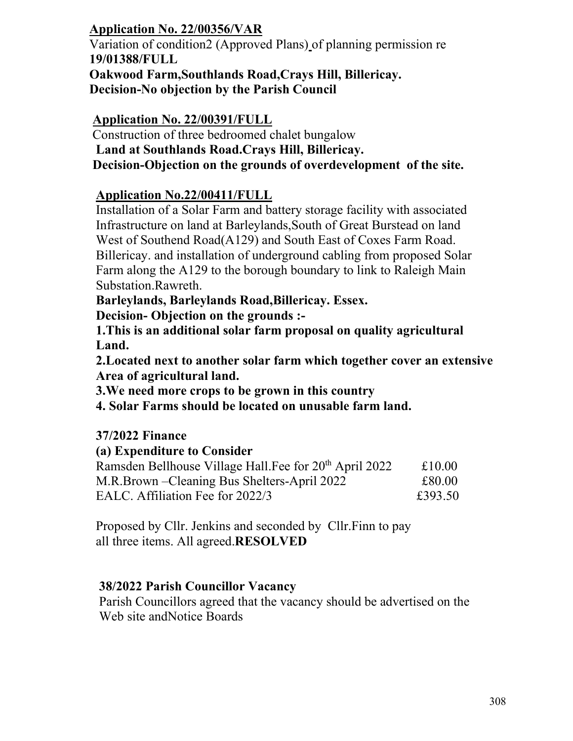**Application No. 22/00356/VAR**

Variation of condition2 (Approved Plans) of planning permission re
**19/01388/FULL**
**Oakwood Farm,Southlands Road,Crays Hill, Billericay.**
**Decision-No objection by the Parish Council**

**Application No. 22/00391/FULL**

Construction of three bedroomed chalet bungalow
**Land at Southlands Road.Crays Hill, Billericay.**
**Decision-Objection on the grounds of overdevelopment of the site.**

**Application No.22/00411/FULL**

Installation of a Solar Farm and battery storage facility with associated Infrastructure on land at Barleylands,South of Great Burstead on land West of Southend Road(A129) and South East of Coxes Farm Road. Billericay. and installation of underground cabling from proposed Solar Farm along the A129 to the borough boundary to link to Raleigh Main Substation.Rawreth.
**Barleylands, Barleylands Road,Billericay. Essex.**
**Decision- Objection on the grounds :-**
**1.This is an additional solar farm proposal on quality agricultural Land.**
**2.Located next to another solar farm which together cover an extensive Area of agricultural land.**
**3.We need more crops to be grown in this country**
**4. Solar Farms should be located on unusable farm land.**

**37/2022 Finance**

**(a) Expenditure to Consider**

| | |
|---|---|
| Ramsden Bellhouse Village Hall.Fee for 20th April 2022 | £10.00 |
| M.R.Brown –Cleaning Bus Shelters-April 2022 | £80.00 |
| EALC. Affiliation Fee for 2022/3 | £393.50 |

Proposed by Cllr. Jenkins and seconded by Cllr.Finn to pay all three items. All agreed.**RESOLVED**

**38/2022 Parish Councillor Vacancy**

Parish Councillors agreed that the vacancy should be advertised on the Web site andNotice Boards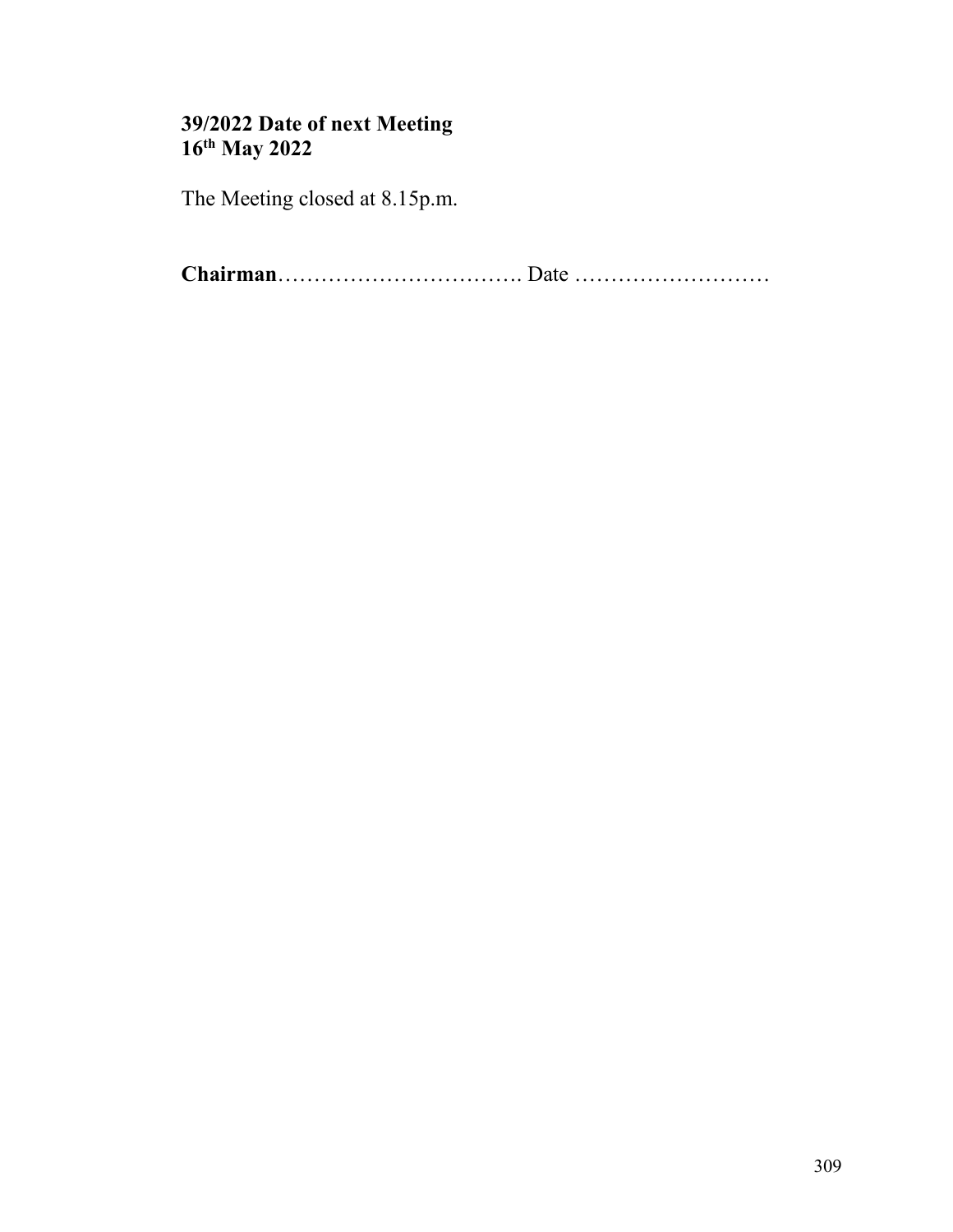**39/2022 Date of next Meeting**
**16th May 2022**

The Meeting closed at 8.15p.m.

**Chairman**……………………………. Date ………………………